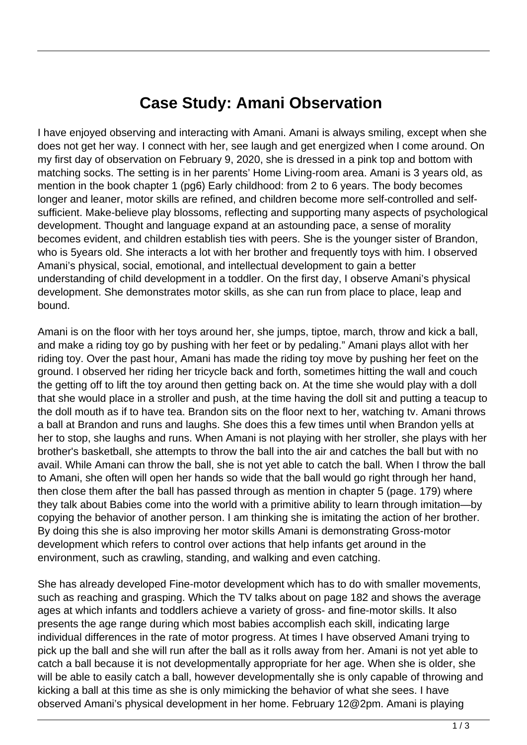# Case Study: Amani Observation

I have enjoyed observing and interacting with Amani. Amani is always smiling, except when she does not get her way. I connect with her, see laugh and get energized when I come around. On my first day of observation on February 9, 2020, she is dressed in a pink top and bottom with matching socks. The setting is in her parents' Home Living-room area. Amani is 3 years old, as mention in the book chapter 1 (pg6) Early childhood: from 2 to 6 years. The body becomes longer and leaner, motor skills are refined, and children become more self-controlled and self-sufficient. Make-believe play blossoms, reflecting and supporting many aspects of psychological development. Thought and language expand at an astounding pace, a sense of morality becomes evident, and children establish ties with peers. She is the younger sister of Brandon, who is 5years old. She interacts a lot with her brother and frequently toys with him. I observed Amani's physical, social, emotional, and intellectual development to gain a better understanding of child development in a toddler. On the first day, I observe Amani's physical development. She demonstrates motor skills, as she can run from place to place, leap and bound.

Amani is on the floor with her toys around her, she jumps, tiptoe, march, throw and kick a ball, and make a riding toy go by pushing with her feet or by pedaling." Amani plays allot with her riding toy. Over the past hour, Amani has made the riding toy move by pushing her feet on the ground. I observed her riding her tricycle back and forth, sometimes hitting the wall and couch the getting off to lift the toy around then getting back on. At the time she would play with a doll that she would place in a stroller and push, at the time having the doll sit and putting a teacup to the doll mouth as if to have tea. Brandon sits on the floor next to her, watching tv. Amani throws a ball at Brandon and runs and laughs. She does this a few times until when Brandon yells at her to stop, she laughs and runs. When Amani is not playing with her stroller, she plays with her brother's basketball, she attempts to throw the ball into the air and catches the ball but with no avail. While Amani can throw the ball, she is not yet able to catch the ball. When I throw the ball to Amani, she often will open her hands so wide that the ball would go right through her hand, then close them after the ball has passed through as mention in chapter 5 (page. 179) where they talk about Babies come into the world with a primitive ability to learn through imitation—by copying the behavior of another person. I am thinking she is imitating the action of her brother. By doing this she is also improving her motor skills Amani is demonstrating Gross-motor development which refers to control over actions that help infants get around in the environment, such as crawling, standing, and walking and even catching.

She has already developed Fine-motor development which has to do with smaller movements, such as reaching and grasping. Which the TV talks about on page 182 and shows the average ages at which infants and toddlers achieve a variety of gross- and fine-motor skills. It also presents the age range during which most babies accomplish each skill, indicating large individual differences in the rate of motor progress. At times I have observed Amani trying to pick up the ball and she will run after the ball as it rolls away from her. Amani is not yet able to catch a ball because it is not developmentally appropriate for her age. When she is older, she will be able to easily catch a ball, however developmentally she is only capable of throwing and kicking a ball at this time as she is only mimicking the behavior of what she sees. I have observed Amani's physical development in her home. February 12@2pm. Amani is playing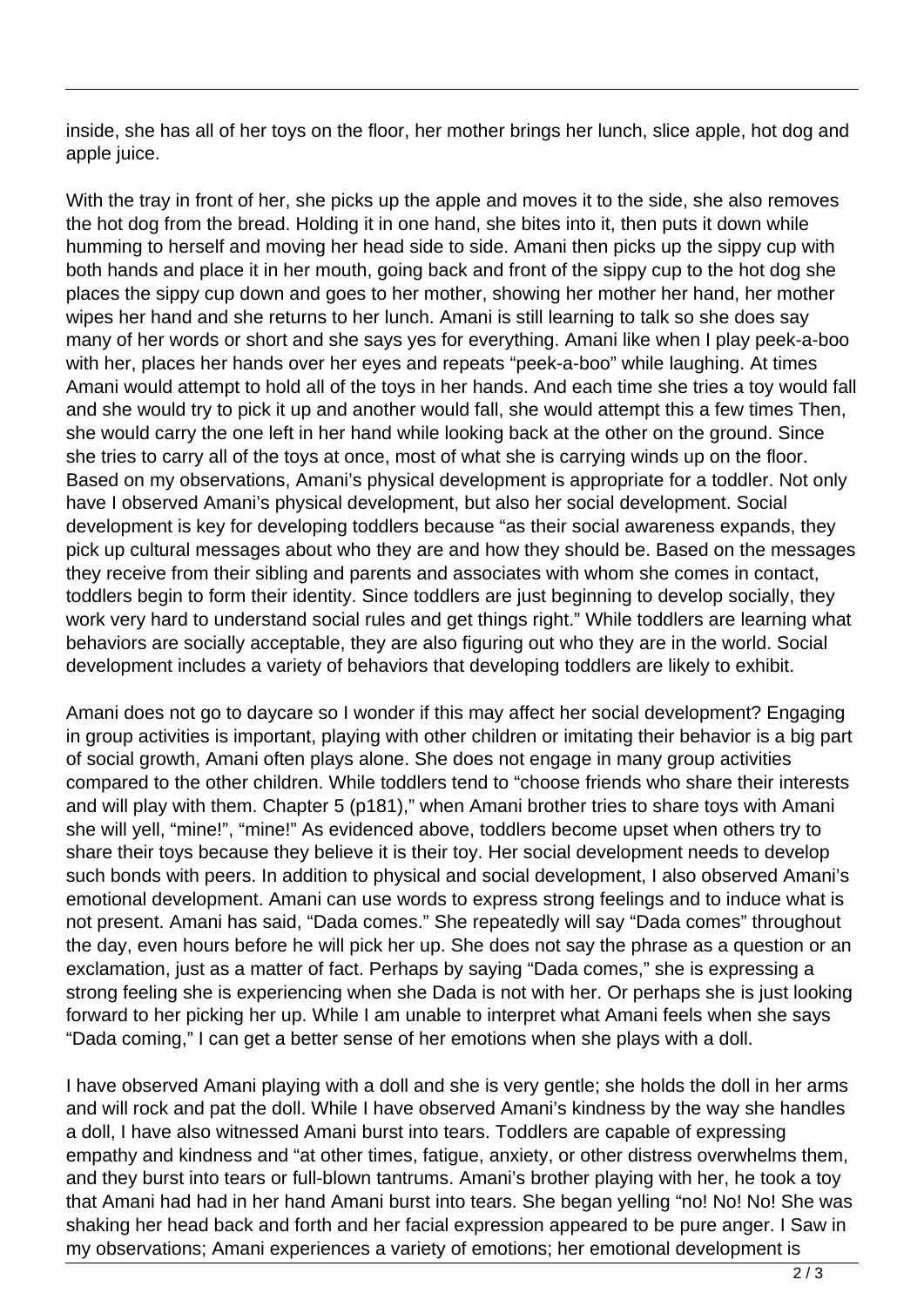inside, she has all of her toys on the floor, her mother brings her lunch, slice apple, hot dog and apple juice.

With the tray in front of her, she picks up the apple and moves it to the side, she also removes the hot dog from the bread. Holding it in one hand, she bites into it, then puts it down while humming to herself and moving her head side to side. Amani then picks up the sippy cup with both hands and place it in her mouth, going back and front of the sippy cup to the hot dog she places the sippy cup down and goes to her mother, showing her mother her hand, her mother wipes her hand and she returns to her lunch. Amani is still learning to talk so she does say many of her words or short and she says yes for everything. Amani like when I play peek-a-boo with her, places her hands over her eyes and repeats "peek-a-boo" while laughing. At times Amani would attempt to hold all of the toys in her hands. And each time she tries a toy would fall and she would try to pick it up and another would fall, she would attempt this a few times Then, she would carry the one left in her hand while looking back at the other on the ground. Since she tries to carry all of the toys at once, most of what she is carrying winds up on the floor. Based on my observations, Amani's physical development is appropriate for a toddler. Not only have I observed Amani's physical development, but also her social development. Social development is key for developing toddlers because "as their social awareness expands, they pick up cultural messages about who they are and how they should be. Based on the messages they receive from their sibling and parents and associates with whom she comes in contact, toddlers begin to form their identity. Since toddlers are just beginning to develop socially, they work very hard to understand social rules and get things right." While toddlers are learning what behaviors are socially acceptable, they are also figuring out who they are in the world. Social development includes a variety of behaviors that developing toddlers are likely to exhibit.

Amani does not go to daycare so I wonder if this may affect her social development? Engaging in group activities is important, playing with other children or imitating their behavior is a big part of social growth, Amani often plays alone. She does not engage in many group activities compared to the other children. While toddlers tend to "choose friends who share their interests and will play with them. Chapter 5 (p181)," when Amani brother tries to share toys with Amani she will yell, "mine!", "mine!" As evidenced above, toddlers become upset when others try to share their toys because they believe it is their toy. Her social development needs to develop such bonds with peers. In addition to physical and social development, I also observed Amani's emotional development. Amani can use words to express strong feelings and to induce what is not present. Amani has said, "Dada comes." She repeatedly will say "Dada comes" throughout the day, even hours before he will pick her up. She does not say the phrase as a question or an exclamation, just as a matter of fact. Perhaps by saying "Dada comes," she is expressing a strong feeling she is experiencing when she Dada is not with her. Or perhaps she is just looking forward to her picking her up. While I am unable to interpret what Amani feels when she says "Dada coming," I can get a better sense of her emotions when she plays with a doll.

I have observed Amani playing with a doll and she is very gentle; she holds the doll in her arms and will rock and pat the doll. While I have observed Amani's kindness by the way she handles a doll, I have also witnessed Amani burst into tears. Toddlers are capable of expressing empathy and kindness and "at other times, fatigue, anxiety, or other distress overwhelms them, and they burst into tears or full-blown tantrums. Amani's brother playing with her, he took a toy that Amani had had in her hand Amani burst into tears. She began yelling "no! No! No! She was shaking her head back and forth and her facial expression appeared to be pure anger. I Saw in my observations; Amani experiences a variety of emotions; her emotional development is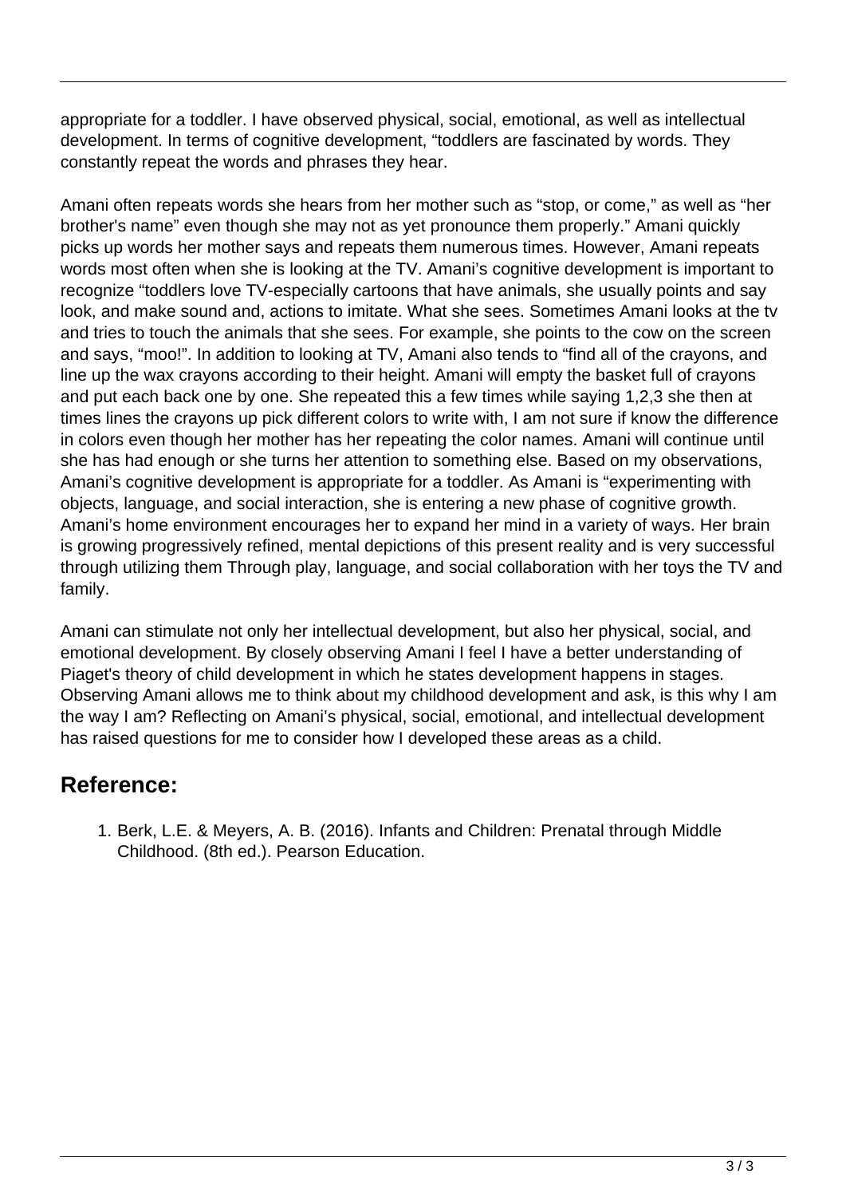appropriate for a toddler. I have observed physical, social, emotional, as well as intellectual development. In terms of cognitive development, "toddlers are fascinated by words. They constantly repeat the words and phrases they hear.

Amani often repeats words she hears from her mother such as "stop, or come," as well as "her brother's name" even though she may not as yet pronounce them properly." Amani quickly picks up words her mother says and repeats them numerous times. However, Amani repeats words most often when she is looking at the TV. Amani's cognitive development is important to recognize "toddlers love TV-especially cartoons that have animals, she usually points and say look, and make sound and, actions to imitate. What she sees. Sometimes Amani looks at the tv and tries to touch the animals that she sees. For example, she points to the cow on the screen and says, "moo!". In addition to looking at TV, Amani also tends to "find all of the crayons, and line up the wax crayons according to their height. Amani will empty the basket full of crayons and put each back one by one. She repeated this a few times while saying 1,2,3 she then at times lines the crayons up pick different colors to write with, I am not sure if know the difference in colors even though her mother has her repeating the color names. Amani will continue until she has had enough or she turns her attention to something else. Based on my observations, Amani's cognitive development is appropriate for a toddler. As Amani is "experimenting with objects, language, and social interaction, she is entering a new phase of cognitive growth. Amani's home environment encourages her to expand her mind in a variety of ways. Her brain is growing progressively refined, mental depictions of this present reality and is very successful through utilizing them Through play, language, and social collaboration with her toys the TV and family.

Amani can stimulate not only her intellectual development, but also her physical, social, and emotional development. By closely observing Amani I feel I have a better understanding of Piaget's theory of child development in which he states development happens in stages. Observing Amani allows me to think about my childhood development and ask, is this why I am the way I am? Reflecting on Amani's physical, social, emotional, and intellectual development has raised questions for me to consider how I developed these areas as a child.

## Reference:

1. Berk, L.E. & Meyers, A. B. (2016). Infants and Children: Prenatal through Middle Childhood. (8th ed.). Pearson Education.